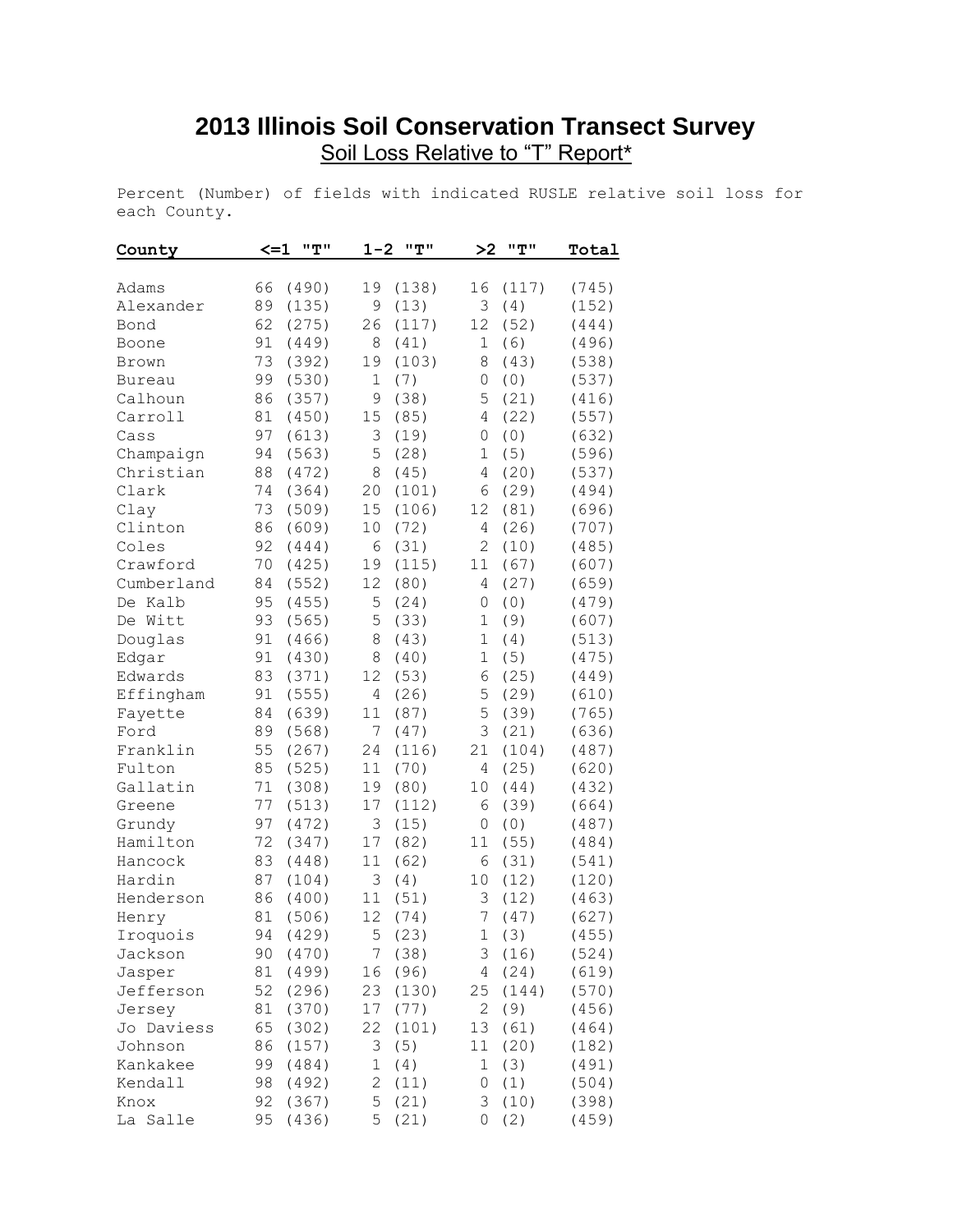# 2013 Illinois Soil Conservation Transect Survey

Soil Loss Relative to "T" Report*

Percent (Number) of fields with indicated RUSLE relative soil loss for each County.

| County | <=1 "T" | 1-2 "T" | >2 "T" | Total |
|---|---|---|---|---|
| Adams | 66 (490) | 19 (138) | 16 (117) | (745) |
| Alexander | 89 (135) | 9 (13) | 3 (4) | (152) |
| Bond | 62 (275) | 26 (117) | 12 (52) | (444) |
| Boone | 91 (449) | 8 (41) | 1 (6) | (496) |
| Brown | 73 (392) | 19 (103) | 8 (43) | (538) |
| Bureau | 99 (530) | 1 (7) | 0 (0) | (537) |
| Calhoun | 86 (357) | 9 (38) | 5 (21) | (416) |
| Carroll | 81 (450) | 15 (85) | 4 (22) | (557) |
| Cass | 97 (613) | 3 (19) | 0 (0) | (632) |
| Champaign | 94 (563) | 5 (28) | 1 (5) | (596) |
| Christian | 88 (472) | 8 (45) | 4 (20) | (537) |
| Clark | 74 (364) | 20 (101) | 6 (29) | (494) |
| Clay | 73 (509) | 15 (106) | 12 (81) | (696) |
| Clinton | 86 (609) | 10 (72) | 4 (26) | (707) |
| Coles | 92 (444) | 6 (31) | 2 (10) | (485) |
| Crawford | 70 (425) | 19 (115) | 11 (67) | (607) |
| Cumberland | 84 (552) | 12 (80) | 4 (27) | (659) |
| De Kalb | 95 (455) | 5 (24) | 0 (0) | (479) |
| De Witt | 93 (565) | 5 (33) | 1 (9) | (607) |
| Douglas | 91 (466) | 8 (43) | 1 (4) | (513) |
| Edgar | 91 (430) | 8 (40) | 1 (5) | (475) |
| Edwards | 83 (371) | 12 (53) | 6 (25) | (449) |
| Effingham | 91 (555) | 4 (26) | 5 (29) | (610) |
| Fayette | 84 (639) | 11 (87) | 5 (39) | (765) |
| Ford | 89 (568) | 7 (47) | 3 (21) | (636) |
| Franklin | 55 (267) | 24 (116) | 21 (104) | (487) |
| Fulton | 85 (525) | 11 (70) | 4 (25) | (620) |
| Gallatin | 71 (308) | 19 (80) | 10 (44) | (432) |
| Greene | 77 (513) | 17 (112) | 6 (39) | (664) |
| Grundy | 97 (472) | 3 (15) | 0 (0) | (487) |
| Hamilton | 72 (347) | 17 (82) | 11 (55) | (484) |
| Hancock | 83 (448) | 11 (62) | 6 (31) | (541) |
| Hardin | 87 (104) | 3 (4) | 10 (12) | (120) |
| Henderson | 86 (400) | 11 (51) | 3 (12) | (463) |
| Henry | 81 (506) | 12 (74) | 7 (47) | (627) |
| Iroquois | 94 (429) | 5 (23) | 1 (3) | (455) |
| Jackson | 90 (470) | 7 (38) | 3 (16) | (524) |
| Jasper | 81 (499) | 16 (96) | 4 (24) | (619) |
| Jefferson | 52 (296) | 23 (130) | 25 (144) | (570) |
| Jersey | 81 (370) | 17 (77) | 2 (9) | (456) |
| Jo Daviess | 65 (302) | 22 (101) | 13 (61) | (464) |
| Johnson | 86 (157) | 3 (5) | 11 (20) | (182) |
| Kankakee | 99 (484) | 1 (4) | 1 (3) | (491) |
| Kendall | 98 (492) | 2 (11) | 0 (1) | (504) |
| Knox | 92 (367) | 5 (21) | 3 (10) | (398) |
| La Salle | 95 (436) | 5 (21) | 0 (2) | (459) |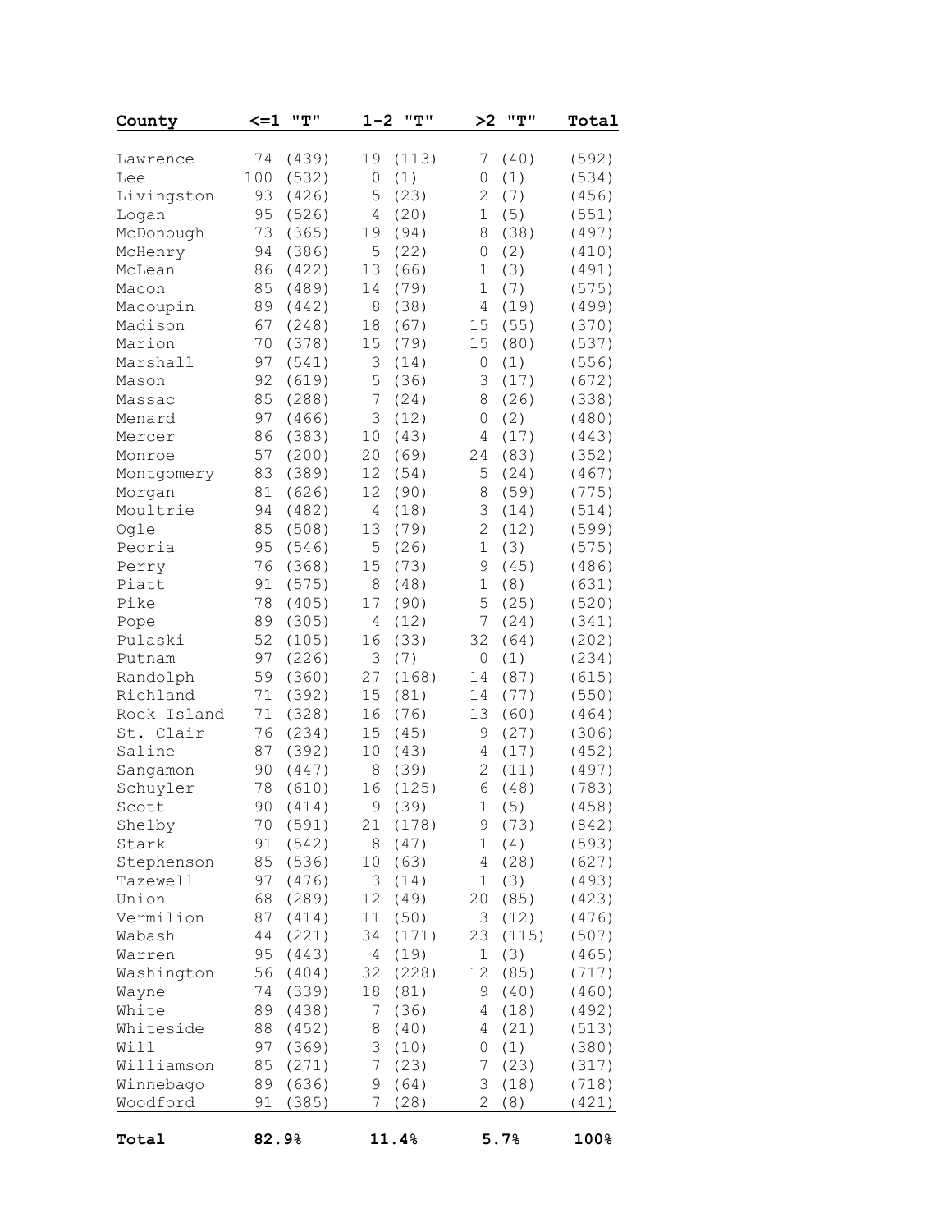| County | <=1 "T" | 1-2 "T" | >2 "T" | Total |
|---|---|---|---|---|
| Lawrence | 74 (439) | 19 (113) | 7 (40) | (592) |
| Lee | 100 (532) | 0 (1) | 0 (1) | (534) |
| Livingston | 93 (426) | 5 (23) | 2 (7) | (456) |
| Logan | 95 (526) | 4 (20) | 1 (5) | (551) |
| McDonough | 73 (365) | 19 (94) | 8 (38) | (497) |
| McHenry | 94 (386) | 5 (22) | 0 (2) | (410) |
| McLean | 86 (422) | 13 (66) | 1 (3) | (491) |
| Macon | 85 (489) | 14 (79) | 1 (7) | (575) |
| Macoupin | 89 (442) | 8 (38) | 4 (19) | (499) |
| Madison | 67 (248) | 18 (67) | 15 (55) | (370) |
| Marion | 70 (378) | 15 (79) | 15 (80) | (537) |
| Marshall | 97 (541) | 3 (14) | 0 (1) | (556) |
| Mason | 92 (619) | 5 (36) | 3 (17) | (672) |
| Massac | 85 (288) | 7 (24) | 8 (26) | (338) |
| Menard | 97 (466) | 3 (12) | 0 (2) | (480) |
| Mercer | 86 (383) | 10 (43) | 4 (17) | (443) |
| Monroe | 57 (200) | 20 (69) | 24 (83) | (352) |
| Montgomery | 83 (389) | 12 (54) | 5 (24) | (467) |
| Morgan | 81 (626) | 12 (90) | 8 (59) | (775) |
| Moultrie | 94 (482) | 4 (18) | 3 (14) | (514) |
| Ogle | 85 (508) | 13 (79) | 2 (12) | (599) |
| Peoria | 95 (546) | 5 (26) | 1 (3) | (575) |
| Perry | 76 (368) | 15 (73) | 9 (45) | (486) |
| Piatt | 91 (575) | 8 (48) | 1 (8) | (631) |
| Pike | 78 (405) | 17 (90) | 5 (25) | (520) |
| Pope | 89 (305) | 4 (12) | 7 (24) | (341) |
| Pulaski | 52 (105) | 16 (33) | 32 (64) | (202) |
| Putnam | 97 (226) | 3 (7) | 0 (1) | (234) |
| Randolph | 59 (360) | 27 (168) | 14 (87) | (615) |
| Richland | 71 (392) | 15 (81) | 14 (77) | (550) |
| Rock Island | 71 (328) | 16 (76) | 13 (60) | (464) |
| St. Clair | 76 (234) | 15 (45) | 9 (27) | (306) |
| Saline | 87 (392) | 10 (43) | 4 (17) | (452) |
| Sangamon | 90 (447) | 8 (39) | 2 (11) | (497) |
| Schuyler | 78 (610) | 16 (125) | 6 (48) | (783) |
| Scott | 90 (414) | 9 (39) | 1 (5) | (458) |
| Shelby | 70 (591) | 21 (178) | 9 (73) | (842) |
| Stark | 91 (542) | 8 (47) | 1 (4) | (593) |
| Stephenson | 85 (536) | 10 (63) | 4 (28) | (627) |
| Tazewell | 97 (476) | 3 (14) | 1 (3) | (493) |
| Union | 68 (289) | 12 (49) | 20 (85) | (423) |
| Vermilion | 87 (414) | 11 (50) | 3 (12) | (476) |
| Wabash | 44 (221) | 34 (171) | 23 (115) | (507) |
| Warren | 95 (443) | 4 (19) | 1 (3) | (465) |
| Washington | 56 (404) | 32 (228) | 12 (85) | (717) |
| Wayne | 74 (339) | 18 (81) | 9 (40) | (460) |
| White | 89 (438) | 7 (36) | 4 (18) | (492) |
| Whiteside | 88 (452) | 8 (40) | 4 (21) | (513) |
| Will | 97 (369) | 3 (10) | 0 (1) | (380) |
| Williamson | 85 (271) | 7 (23) | 7 (23) | (317) |
| Winnebago | 89 (636) | 9 (64) | 3 (18) | (718) |
| Woodford | 91 (385) | 7 (28) | 2 (8) | (421) |
| **Total** | **82.9%** | **11.4%** | **5.7%** | **100%** |